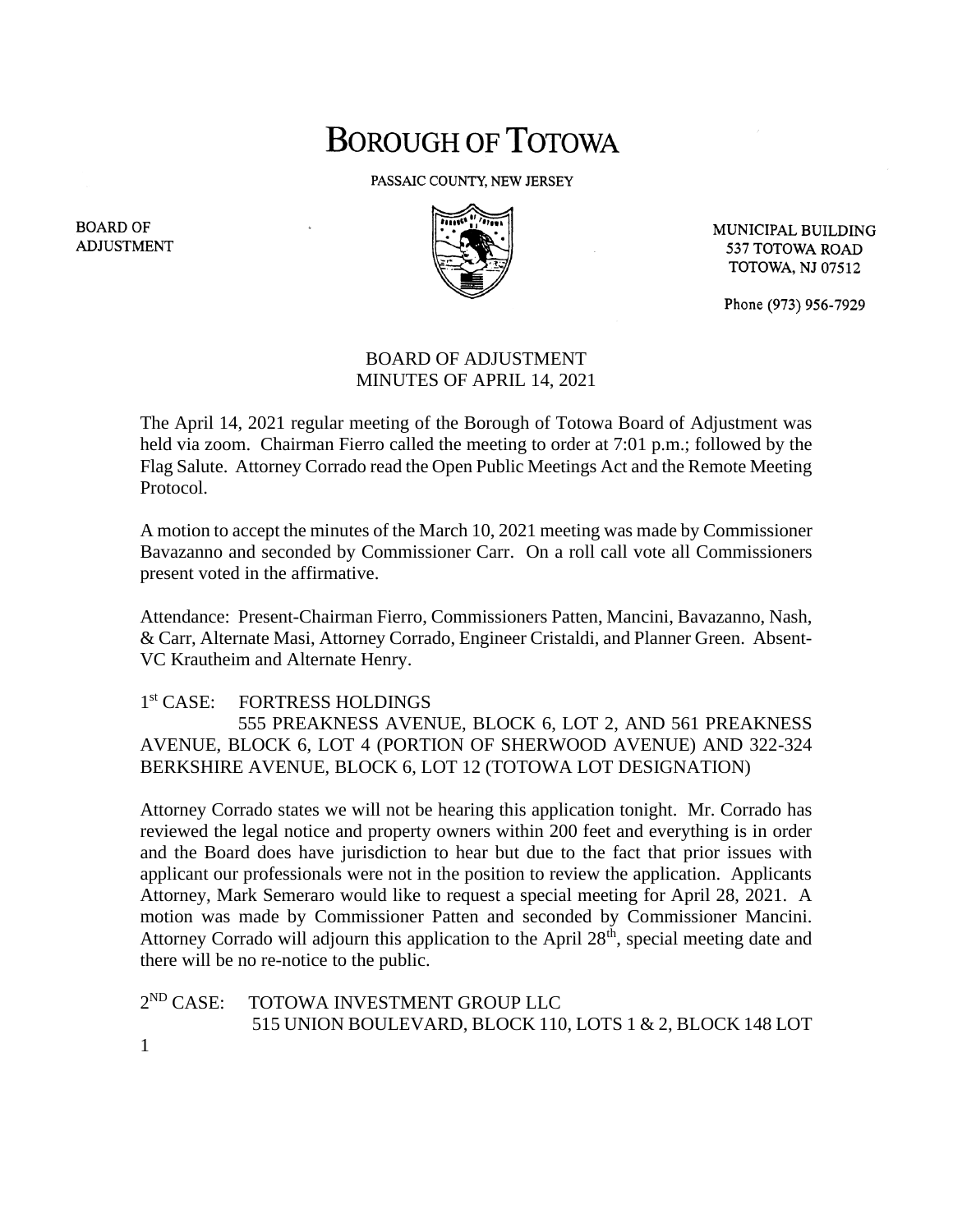# BOROUGH OF TOTOWA

PASSAIC COUNTY, NEW JERSEY

BOARD OF ADJUSTMENT

MUNICIPAL BUILDING
537 TOTOWA ROAD
TOTOWA, NJ 07512

Phone (973) 956-7929

BOARD OF ADJUSTMENT
MINUTES OF APRIL 14, 2021

The April 14, 2021 regular meeting of the Borough of Totowa Board of Adjustment was held via zoom. Chairman Fierro called the meeting to order at 7:01 p.m.; followed by the Flag Salute. Attorney Corrado read the Open Public Meetings Act and the Remote Meeting Protocol.

A motion to accept the minutes of the March 10, 2021 meeting was made by Commissioner Bavazanno and seconded by Commissioner Carr. On a roll call vote all Commissioners present voted in the affirmative.

Attendance: Present-Chairman Fierro, Commissioners Patten, Mancini, Bavazanno, Nash, & Carr, Alternate Masi, Attorney Corrado, Engineer Cristaldi, and Planner Green. Absent-VC Krautheim and Alternate Henry.

1st CASE: FORTRESS HOLDINGS
555 PREAKNESS AVENUE, BLOCK 6, LOT 2, AND 561 PREAKNESS AVENUE, BLOCK 6, LOT 4 (PORTION OF SHERWOOD AVENUE) AND 322-324 BERKSHIRE AVENUE, BLOCK 6, LOT 12 (TOTOWA LOT DESIGNATION)

Attorney Corrado states we will not be hearing this application tonight. Mr. Corrado has reviewed the legal notice and property owners within 200 feet and everything is in order and the Board does have jurisdiction to hear but due to the fact that prior issues with applicant our professionals were not in the position to review the application. Applicants Attorney, Mark Semeraro would like to request a special meeting for April 28, 2021. A motion was made by Commissioner Patten and seconded by Commissioner Mancini. Attorney Corrado will adjourn this application to the April 28th, special meeting date and there will be no re-notice to the public.

2ND CASE: TOTOWA INVESTMENT GROUP LLC
515 UNION BOULEVARD, BLOCK 110, LOTS 1 & 2, BLOCK 148 LOT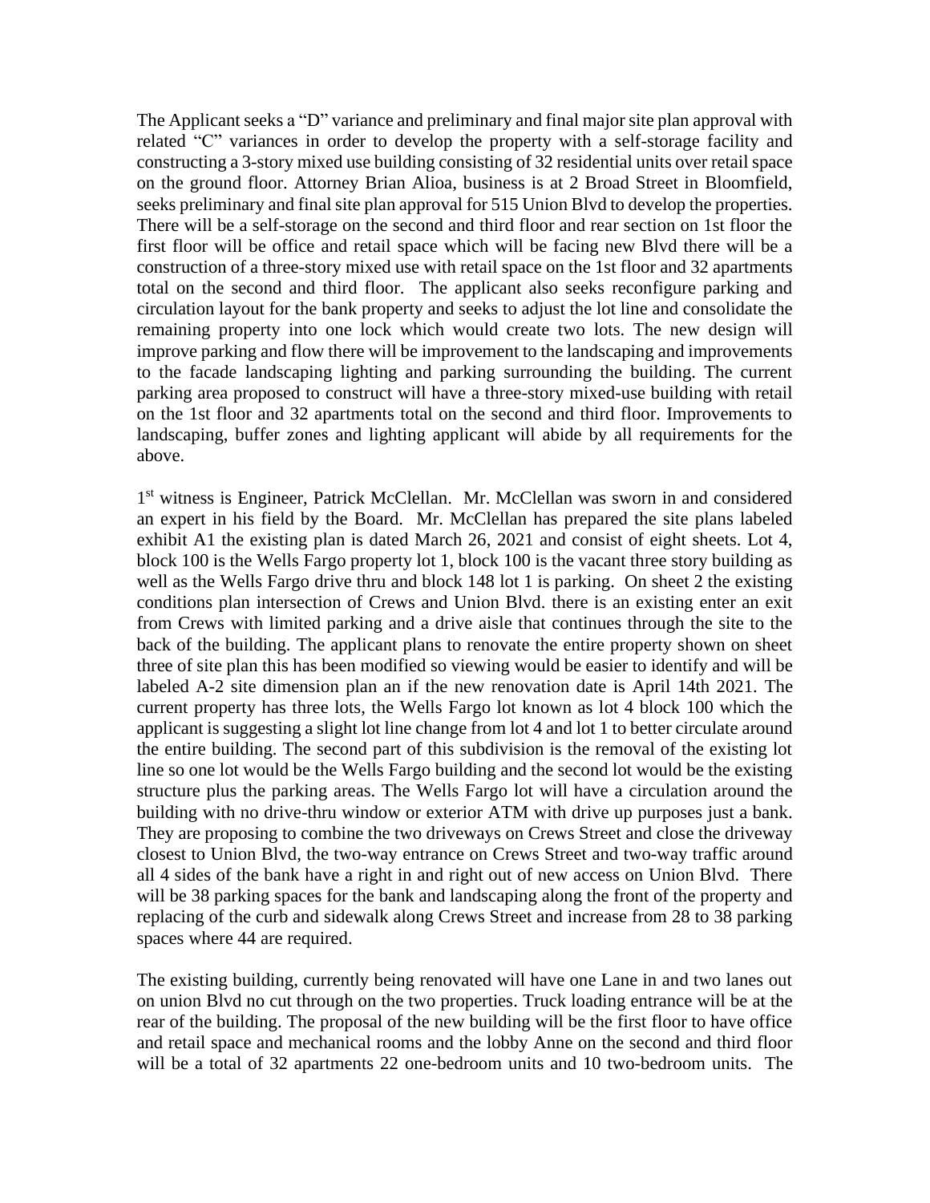The Applicant seeks a "D" variance and preliminary and final major site plan approval with related "C" variances in order to develop the property with a self-storage facility and constructing a 3-story mixed use building consisting of 32 residential units over retail space on the ground floor. Attorney Brian Alioa, business is at 2 Broad Street in Bloomfield, seeks preliminary and final site plan approval for 515 Union Blvd to develop the properties. There will be a self-storage on the second and third floor and rear section on 1st floor the first floor will be office and retail space which will be facing new Blvd there will be a construction of a three-story mixed use with retail space on the 1st floor and 32 apartments total on the second and third floor. The applicant also seeks reconfigure parking and circulation layout for the bank property and seeks to adjust the lot line and consolidate the remaining property into one lock which would create two lots. The new design will improve parking and flow there will be improvement to the landscaping and improvements to the facade landscaping lighting and parking surrounding the building. The current parking area proposed to construct will have a three-story mixed-use building with retail on the 1st floor and 32 apartments total on the second and third floor. Improvements to landscaping, buffer zones and lighting applicant will abide by all requirements for the above.

1st witness is Engineer, Patrick McClellan. Mr. McClellan was sworn in and considered an expert in his field by the Board. Mr. McClellan has prepared the site plans labeled exhibit A1 the existing plan is dated March 26, 2021 and consist of eight sheets. Lot 4, block 100 is the Wells Fargo property lot 1, block 100 is the vacant three story building as well as the Wells Fargo drive thru and block 148 lot 1 is parking. On sheet 2 the existing conditions plan intersection of Crews and Union Blvd. there is an existing enter an exit from Crews with limited parking and a drive aisle that continues through the site to the back of the building. The applicant plans to renovate the entire property shown on sheet three of site plan this has been modified so viewing would be easier to identify and will be labeled A-2 site dimension plan an if the new renovation date is April 14th 2021. The current property has three lots, the Wells Fargo lot known as lot 4 block 100 which the applicant is suggesting a slight lot line change from lot 4 and lot 1 to better circulate around the entire building. The second part of this subdivision is the removal of the existing lot line so one lot would be the Wells Fargo building and the second lot would be the existing structure plus the parking areas. The Wells Fargo lot will have a circulation around the building with no drive-thru window or exterior ATM with drive up purposes just a bank. They are proposing to combine the two driveways on Crews Street and close the driveway closest to Union Blvd, the two-way entrance on Crews Street and two-way traffic around all 4 sides of the bank have a right in and right out of new access on Union Blvd. There will be 38 parking spaces for the bank and landscaping along the front of the property and replacing of the curb and sidewalk along Crews Street and increase from 28 to 38 parking spaces where 44 are required.

The existing building, currently being renovated will have one Lane in and two lanes out on union Blvd no cut through on the two properties. Truck loading entrance will be at the rear of the building. The proposal of the new building will be the first floor to have office and retail space and mechanical rooms and the lobby Anne on the second and third floor will be a total of 32 apartments 22 one-bedroom units and 10 two-bedroom units. The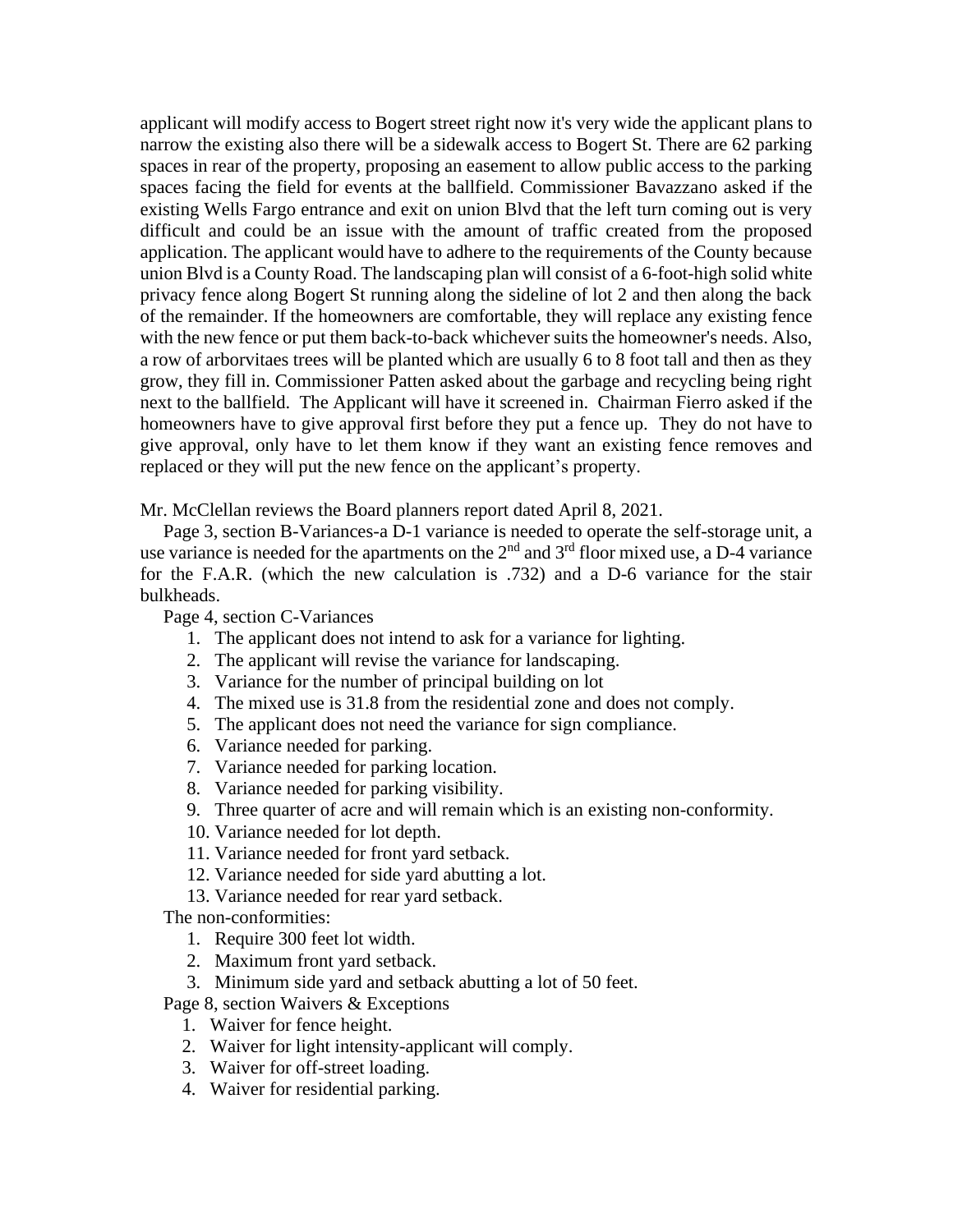applicant will modify access to Bogert street right now it's very wide the applicant plans to narrow the existing also there will be a sidewalk access to Bogert St. There are 62 parking spaces in rear of the property, proposing an easement to allow public access to the parking spaces facing the field for events at the ballfield. Commissioner Bavazzano asked if the existing Wells Fargo entrance and exit on union Blvd that the left turn coming out is very difficult and could be an issue with the amount of traffic created from the proposed application. The applicant would have to adhere to the requirements of the County because union Blvd is a County Road. The landscaping plan will consist of a 6-foot-high solid white privacy fence along Bogert St running along the sideline of lot 2 and then along the back of the remainder. If the homeowners are comfortable, they will replace any existing fence with the new fence or put them back-to-back whichever suits the homeowner's needs. Also, a row of arborvitaes trees will be planted which are usually 6 to 8 foot tall and then as they grow, they fill in. Commissioner Patten asked about the garbage and recycling being right next to the ballfield. The Applicant will have it screened in. Chairman Fierro asked if the homeowners have to give approval first before they put a fence up. They do not have to give approval, only have to let them know if they want an existing fence removes and replaced or they will put the new fence on the applicant's property.

Mr. McClellan reviews the Board planners report dated April 8, 2021.

Page 3, section B-Variances-a D-1 variance is needed to operate the self-storage unit, a use variance is needed for the apartments on the 2nd and 3rd floor mixed use, a D-4 variance for the F.A.R. (which the new calculation is .732) and a D-6 variance for the stair bulkheads.

Page 4, section C-Variances

1. The applicant does not intend to ask for a variance for lighting.
2. The applicant will revise the variance for landscaping.
3. Variance for the number of principal building on lot
4. The mixed use is 31.8 from the residential zone and does not comply.
5. The applicant does not need the variance for sign compliance.
6. Variance needed for parking.
7. Variance needed for parking location.
8. Variance needed for parking visibility.
9. Three quarter of acre and will remain which is an existing non-conformity.
10. Variance needed for lot depth.
11. Variance needed for front yard setback.
12. Variance needed for side yard abutting a lot.
13. Variance needed for rear yard setback.

The non-conformities:

1. Require 300 feet lot width.
2. Maximum front yard setback.
3. Minimum side yard and setback abutting a lot of 50 feet.

Page 8, section Waivers & Exceptions

1. Waiver for fence height.
2. Waiver for light intensity-applicant will comply.
3. Waiver for off-street loading.
4. Waiver for residential parking.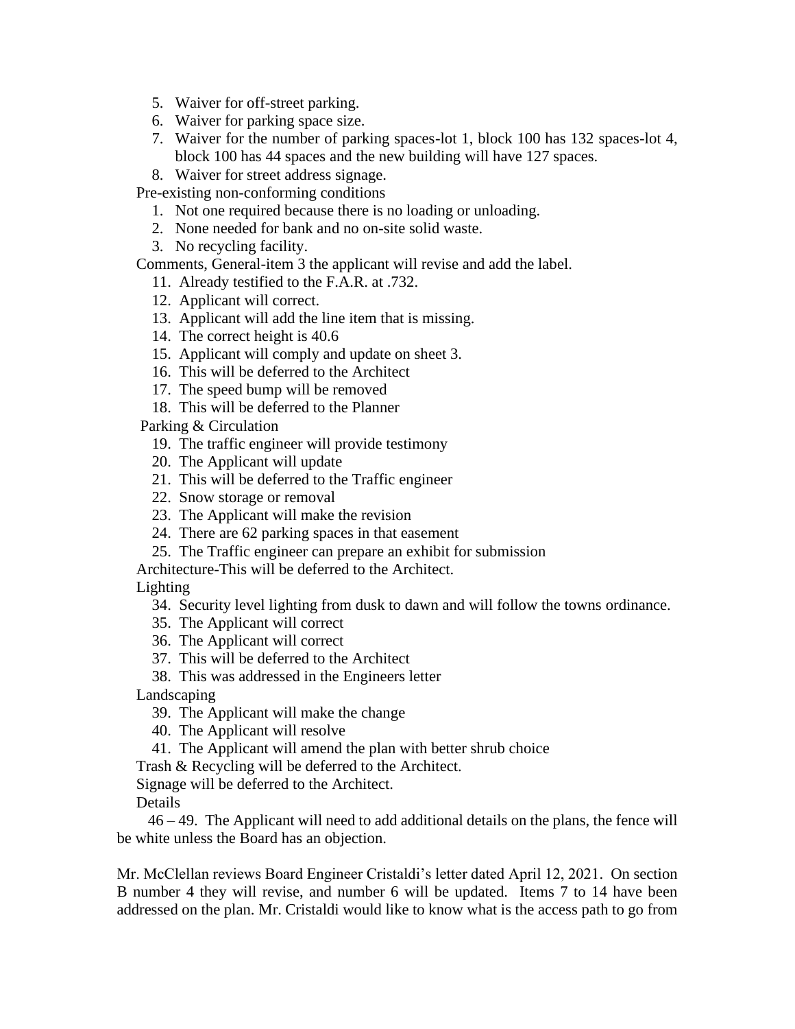5. Waiver for off-street parking.
6. Waiver for parking space size.
7. Waiver for the number of parking spaces-lot 1, block 100 has 132 spaces-lot 4, block 100 has 44 spaces and the new building will have 127 spaces.
8. Waiver for street address signage.

Pre-existing non-conforming conditions

1. Not one required because there is no loading or unloading.
2. None needed for bank and no on-site solid waste.
3. No recycling facility.

Comments, General-item 3 the applicant will revise and add the label.

11. Already testified to the F.A.R. at .732.
12. Applicant will correct.
13. Applicant will add the line item that is missing.
14. The correct height is 40.6
15. Applicant will comply and update on sheet 3.
16. This will be deferred to the Architect
17. The speed bump will be removed
18. This will be deferred to the Planner

Parking & Circulation

19. The traffic engineer will provide testimony
20. The Applicant will update
21. This will be deferred to the Traffic engineer
22. Snow storage or removal
23. The Applicant will make the revision
24. There are 62 parking spaces in that easement
25. The Traffic engineer can prepare an exhibit for submission

Architecture-This will be deferred to the Architect.

Lighting

34. Security level lighting from dusk to dawn and will follow the towns ordinance.
35. The Applicant will correct
36. The Applicant will correct
37. This will be deferred to the Architect
38. This was addressed in the Engineers letter

Landscaping

39. The Applicant will make the change
40. The Applicant will resolve
41. The Applicant will amend the plan with better shrub choice

Trash & Recycling will be deferred to the Architect.

Signage will be deferred to the Architect.

Details

46 – 49. The Applicant will need to add additional details on the plans, the fence will be white unless the Board has an objection.

Mr. McClellan reviews Board Engineer Cristaldi's letter dated April 12, 2021. On section B number 4 they will revise, and number 6 will be updated. Items 7 to 14 have been addressed on the plan. Mr. Cristaldi would like to know what is the access path to go from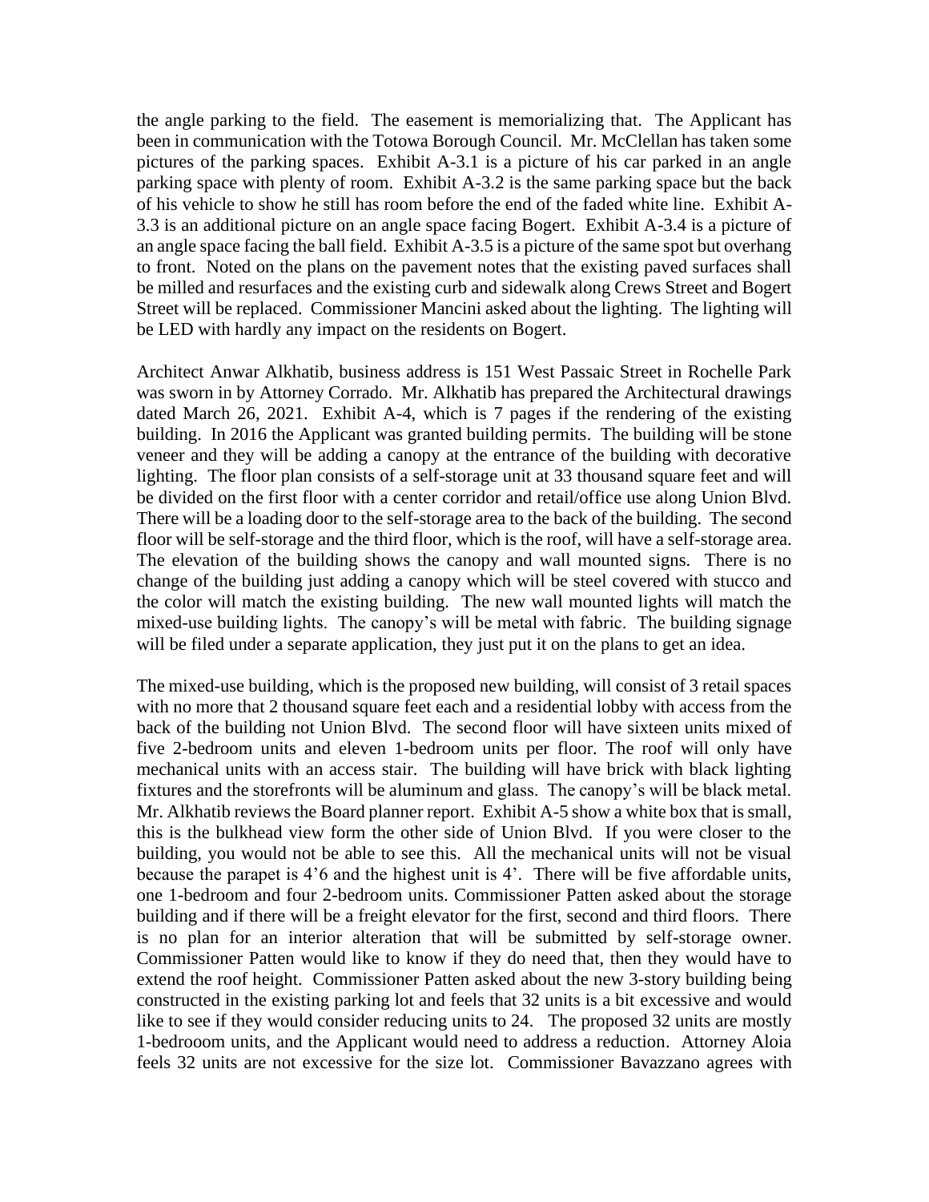the angle parking to the field. The easement is memorializing that. The Applicant has been in communication with the Totowa Borough Council. Mr. McClellan has taken some pictures of the parking spaces. Exhibit A-3.1 is a picture of his car parked in an angle parking space with plenty of room. Exhibit A-3.2 is the same parking space but the back of his vehicle to show he still has room before the end of the faded white line. Exhibit A-3.3 is an additional picture on an angle space facing Bogert. Exhibit A-3.4 is a picture of an angle space facing the ball field. Exhibit A-3.5 is a picture of the same spot but overhang to front. Noted on the plans on the pavement notes that the existing paved surfaces shall be milled and resurfaces and the existing curb and sidewalk along Crews Street and Bogert Street will be replaced. Commissioner Mancini asked about the lighting. The lighting will be LED with hardly any impact on the residents on Bogert.

Architect Anwar Alkhatib, business address is 151 West Passaic Street in Rochelle Park was sworn in by Attorney Corrado. Mr. Alkhatib has prepared the Architectural drawings dated March 26, 2021. Exhibit A-4, which is 7 pages if the rendering of the existing building. In 2016 the Applicant was granted building permits. The building will be stone veneer and they will be adding a canopy at the entrance of the building with decorative lighting. The floor plan consists of a self-storage unit at 33 thousand square feet and will be divided on the first floor with a center corridor and retail/office use along Union Blvd. There will be a loading door to the self-storage area to the back of the building. The second floor will be self-storage and the third floor, which is the roof, will have a self-storage area. The elevation of the building shows the canopy and wall mounted signs. There is no change of the building just adding a canopy which will be steel covered with stucco and the color will match the existing building. The new wall mounted lights will match the mixed-use building lights. The canopy's will be metal with fabric. The building signage will be filed under a separate application, they just put it on the plans to get an idea.

The mixed-use building, which is the proposed new building, will consist of 3 retail spaces with no more that 2 thousand square feet each and a residential lobby with access from the back of the building not Union Blvd. The second floor will have sixteen units mixed of five 2-bedroom units and eleven 1-bedroom units per floor. The roof will only have mechanical units with an access stair. The building will have brick with black lighting fixtures and the storefronts will be aluminum and glass. The canopy's will be black metal. Mr. Alkhatib reviews the Board planner report. Exhibit A-5 show a white box that is small, this is the bulkhead view form the other side of Union Blvd. If you were closer to the building, you would not be able to see this. All the mechanical units will not be visual because the parapet is 4'6 and the highest unit is 4'. There will be five affordable units, one 1-bedroom and four 2-bedroom units. Commissioner Patten asked about the storage building and if there will be a freight elevator for the first, second and third floors. There is no plan for an interior alteration that will be submitted by self-storage owner. Commissioner Patten would like to know if they do need that, then they would have to extend the roof height. Commissioner Patten asked about the new 3-story building being constructed in the existing parking lot and feels that 32 units is a bit excessive and would like to see if they would consider reducing units to 24. The proposed 32 units are mostly 1-bedrooom units, and the Applicant would need to address a reduction. Attorney Aloia feels 32 units are not excessive for the size lot. Commissioner Bavazzano agrees with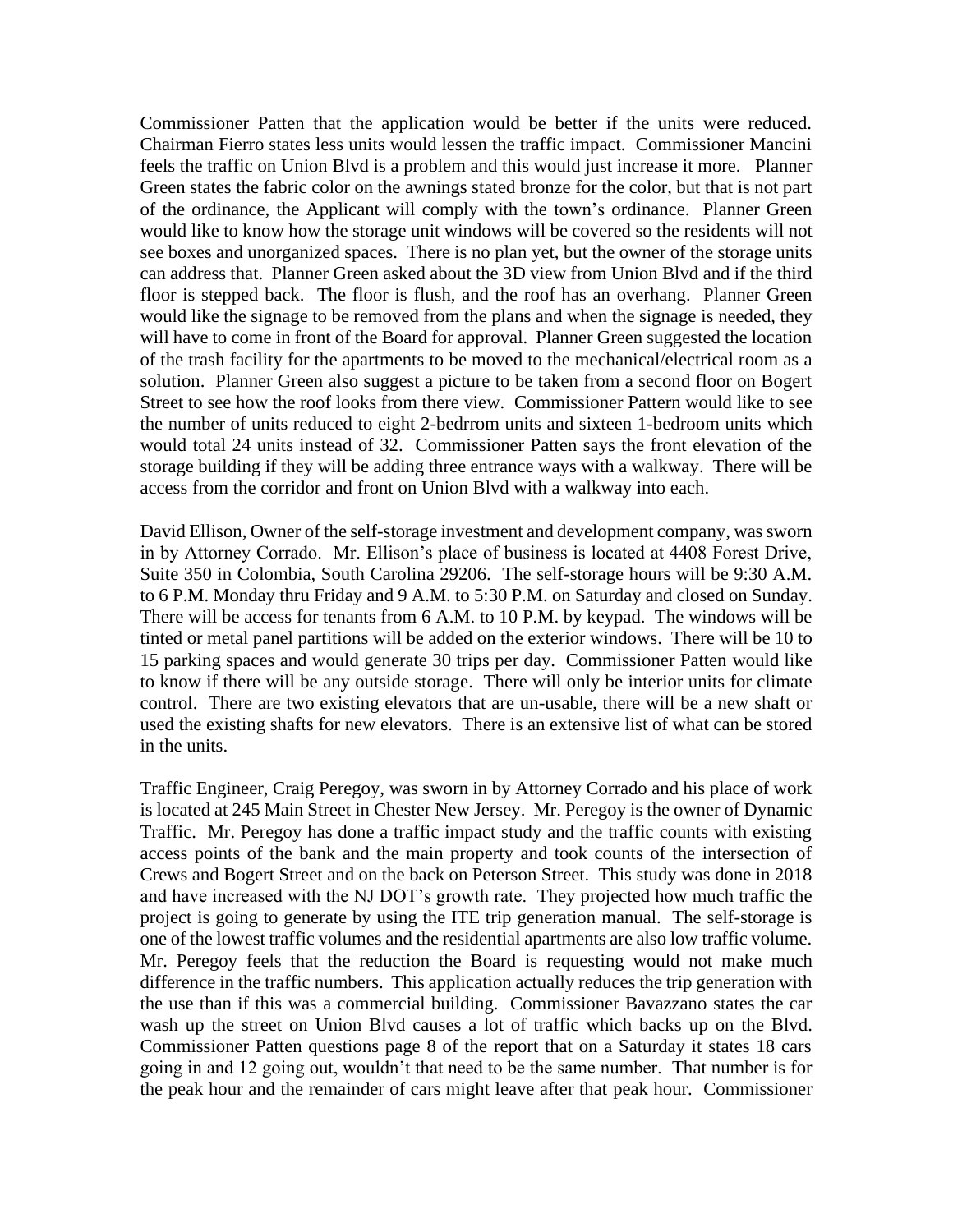Commissioner Patten that the application would be better if the units were reduced. Chairman Fierro states less units would lessen the traffic impact. Commissioner Mancini feels the traffic on Union Blvd is a problem and this would just increase it more. Planner Green states the fabric color on the awnings stated bronze for the color, but that is not part of the ordinance, the Applicant will comply with the town's ordinance. Planner Green would like to know how the storage unit windows will be covered so the residents will not see boxes and unorganized spaces. There is no plan yet, but the owner of the storage units can address that. Planner Green asked about the 3D view from Union Blvd and if the third floor is stepped back. The floor is flush, and the roof has an overhang. Planner Green would like the signage to be removed from the plans and when the signage is needed, they will have to come in front of the Board for approval. Planner Green suggested the location of the trash facility for the apartments to be moved to the mechanical/electrical room as a solution. Planner Green also suggest a picture to be taken from a second floor on Bogert Street to see how the roof looks from there view. Commissioner Pattern would like to see the number of units reduced to eight 2-bedrrom units and sixteen 1-bedroom units which would total 24 units instead of 32. Commissioner Patten says the front elevation of the storage building if they will be adding three entrance ways with a walkway. There will be access from the corridor and front on Union Blvd with a walkway into each.

David Ellison, Owner of the self-storage investment and development company, was sworn in by Attorney Corrado. Mr. Ellison's place of business is located at 4408 Forest Drive, Suite 350 in Colombia, South Carolina 29206. The self-storage hours will be 9:30 A.M. to 6 P.M. Monday thru Friday and 9 A.M. to 5:30 P.M. on Saturday and closed on Sunday. There will be access for tenants from 6 A.M. to 10 P.M. by keypad. The windows will be tinted or metal panel partitions will be added on the exterior windows. There will be 10 to 15 parking spaces and would generate 30 trips per day. Commissioner Patten would like to know if there will be any outside storage. There will only be interior units for climate control. There are two existing elevators that are un-usable, there will be a new shaft or used the existing shafts for new elevators. There is an extensive list of what can be stored in the units.

Traffic Engineer, Craig Peregoy, was sworn in by Attorney Corrado and his place of work is located at 245 Main Street in Chester New Jersey. Mr. Peregoy is the owner of Dynamic Traffic. Mr. Peregoy has done a traffic impact study and the traffic counts with existing access points of the bank and the main property and took counts of the intersection of Crews and Bogert Street and on the back on Peterson Street. This study was done in 2018 and have increased with the NJ DOT's growth rate. They projected how much traffic the project is going to generate by using the ITE trip generation manual. The self-storage is one of the lowest traffic volumes and the residential apartments are also low traffic volume. Mr. Peregoy feels that the reduction the Board is requesting would not make much difference in the traffic numbers. This application actually reduces the trip generation with the use than if this was a commercial building. Commissioner Bavazzano states the car wash up the street on Union Blvd causes a lot of traffic which backs up on the Blvd. Commissioner Patten questions page 8 of the report that on a Saturday it states 18 cars going in and 12 going out, wouldn't that need to be the same number. That number is for the peak hour and the remainder of cars might leave after that peak hour. Commissioner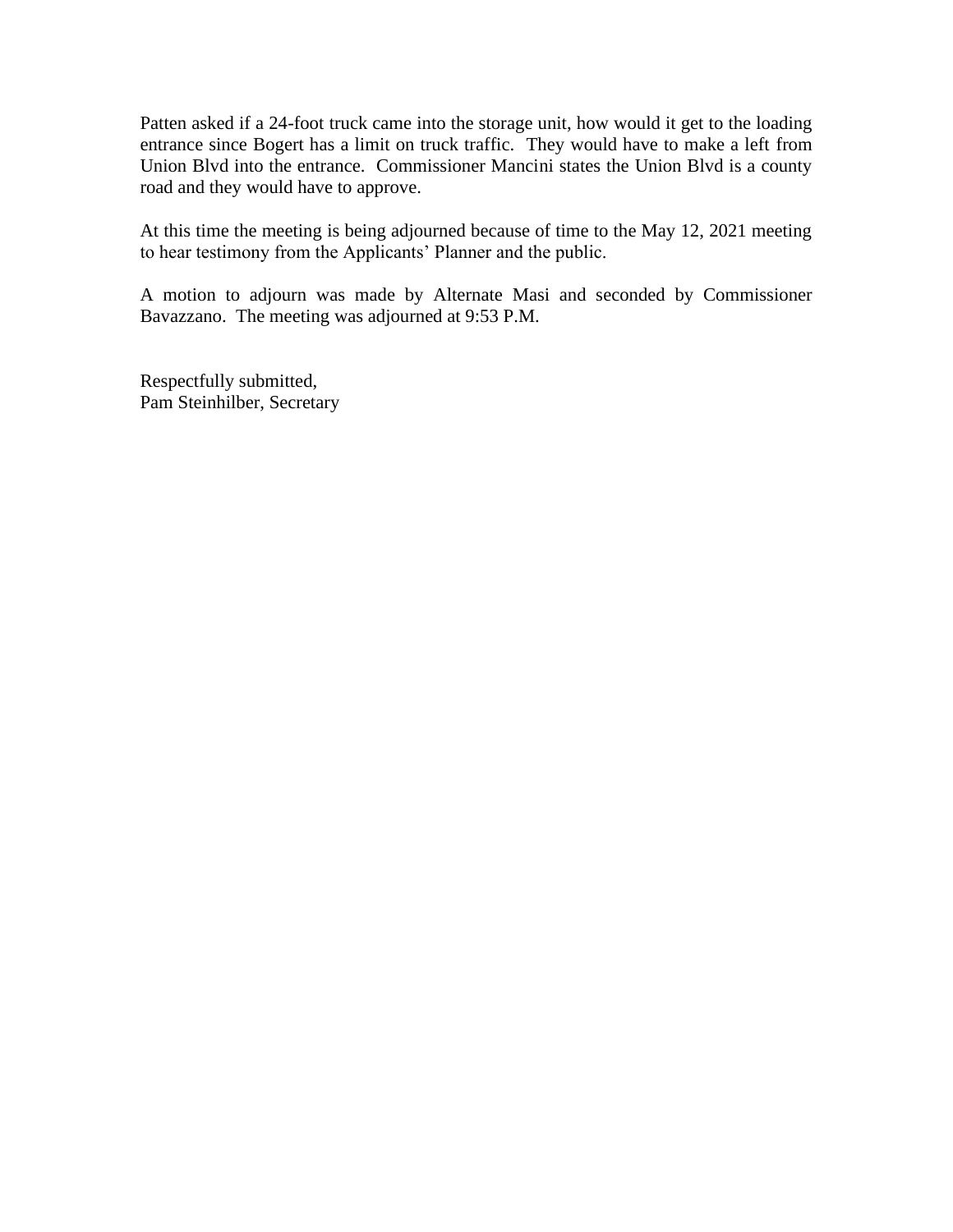Patten asked if a 24-foot truck came into the storage unit, how would it get to the loading entrance since Bogert has a limit on truck traffic. They would have to make a left from Union Blvd into the entrance. Commissioner Mancini states the Union Blvd is a county road and they would have to approve.

At this time the meeting is being adjourned because of time to the May 12, 2021 meeting to hear testimony from the Applicants' Planner and the public.

A motion to adjourn was made by Alternate Masi and seconded by Commissioner Bavazzano. The meeting was adjourned at 9:53 P.M.

Respectfully submitted,
Pam Steinhilber, Secretary